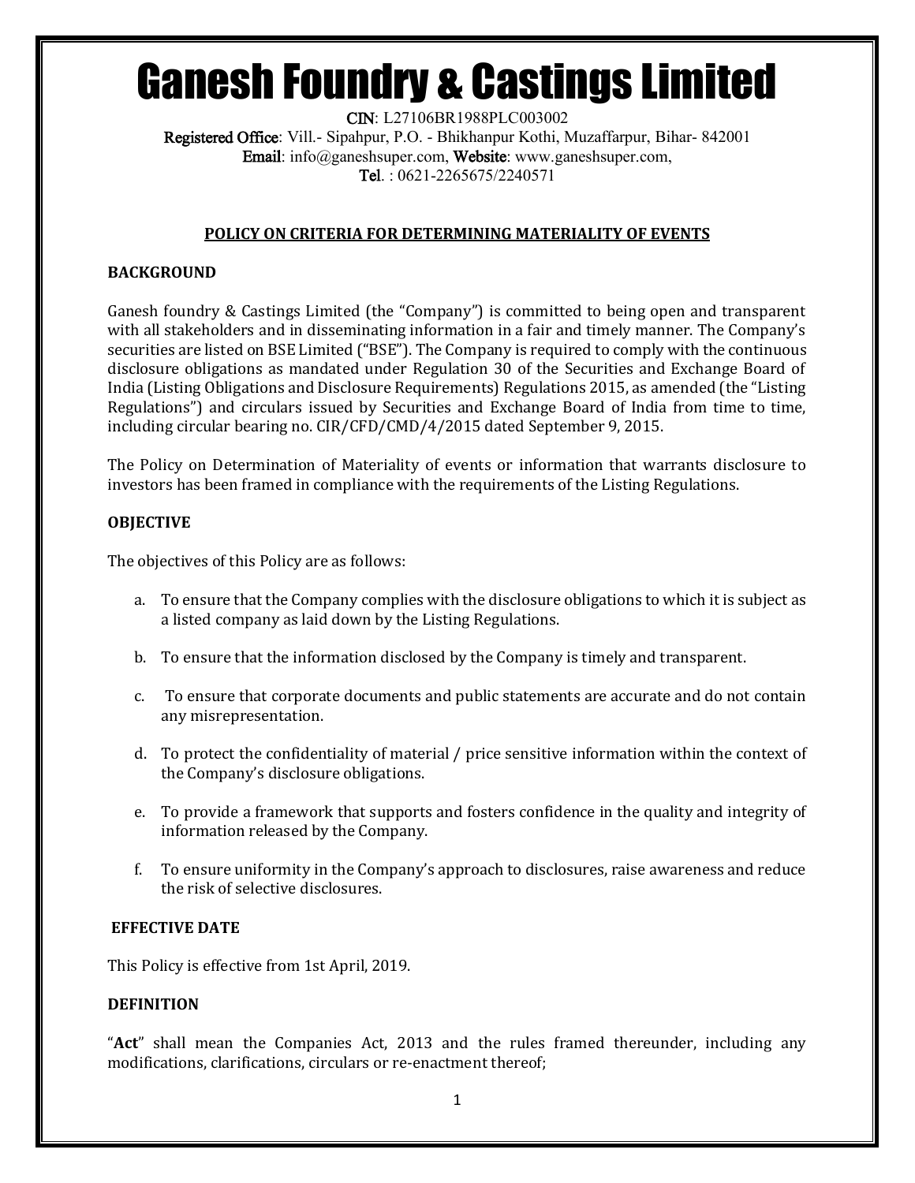# Ganesh Foundry & Castings Limited

**CIN**: L27106BR1988PLC003002
**Registered Office**: Vill.- Sipahpur, P.O. - Bhikhanpur Kothi, Muzaffarpur, Bihar- 842001
**Email**: info@ganeshsuper.com, **Website**: www.ganeshsuper.com,
**Tel**. : 0621-2265675/2240571

## POLICY ON CRITERIA FOR DETERMINING MATERIALITY OF EVENTS

### BACKGROUND

Ganesh foundry & Castings Limited (the "Company") is committed to being open and transparent with all stakeholders and in disseminating information in a fair and timely manner. The Company's securities are listed on BSE Limited ("BSE"). The Company is required to comply with the continuous disclosure obligations as mandated under Regulation 30 of the Securities and Exchange Board of India (Listing Obligations and Disclosure Requirements) Regulations 2015, as amended (the "Listing Regulations") and circulars issued by Securities and Exchange Board of India from time to time, including circular bearing no. CIR/CFD/CMD/4/2015 dated September 9, 2015.

The Policy on Determination of Materiality of events or information that warrants disclosure to investors has been framed in compliance with the requirements of the Listing Regulations.

### OBJECTIVE

The objectives of this Policy are as follows:

a. To ensure that the Company complies with the disclosure obligations to which it is subject as a listed company as laid down by the Listing Regulations.

b. To ensure that the information disclosed by the Company is timely and transparent.

c. To ensure that corporate documents and public statements are accurate and do not contain any misrepresentation.

d. To protect the confidentiality of material / price sensitive information within the context of the Company's disclosure obligations.

e. To provide a framework that supports and fosters confidence in the quality and integrity of information released by the Company.

f. To ensure uniformity in the Company's approach to disclosures, raise awareness and reduce the risk of selective disclosures.

### EFFECTIVE DATE

This Policy is effective from 1st April, 2019.

### DEFINITION

"**Act**" shall mean the Companies Act, 2013 and the rules framed thereunder, including any modifications, clarifications, circulars or re-enactment thereof;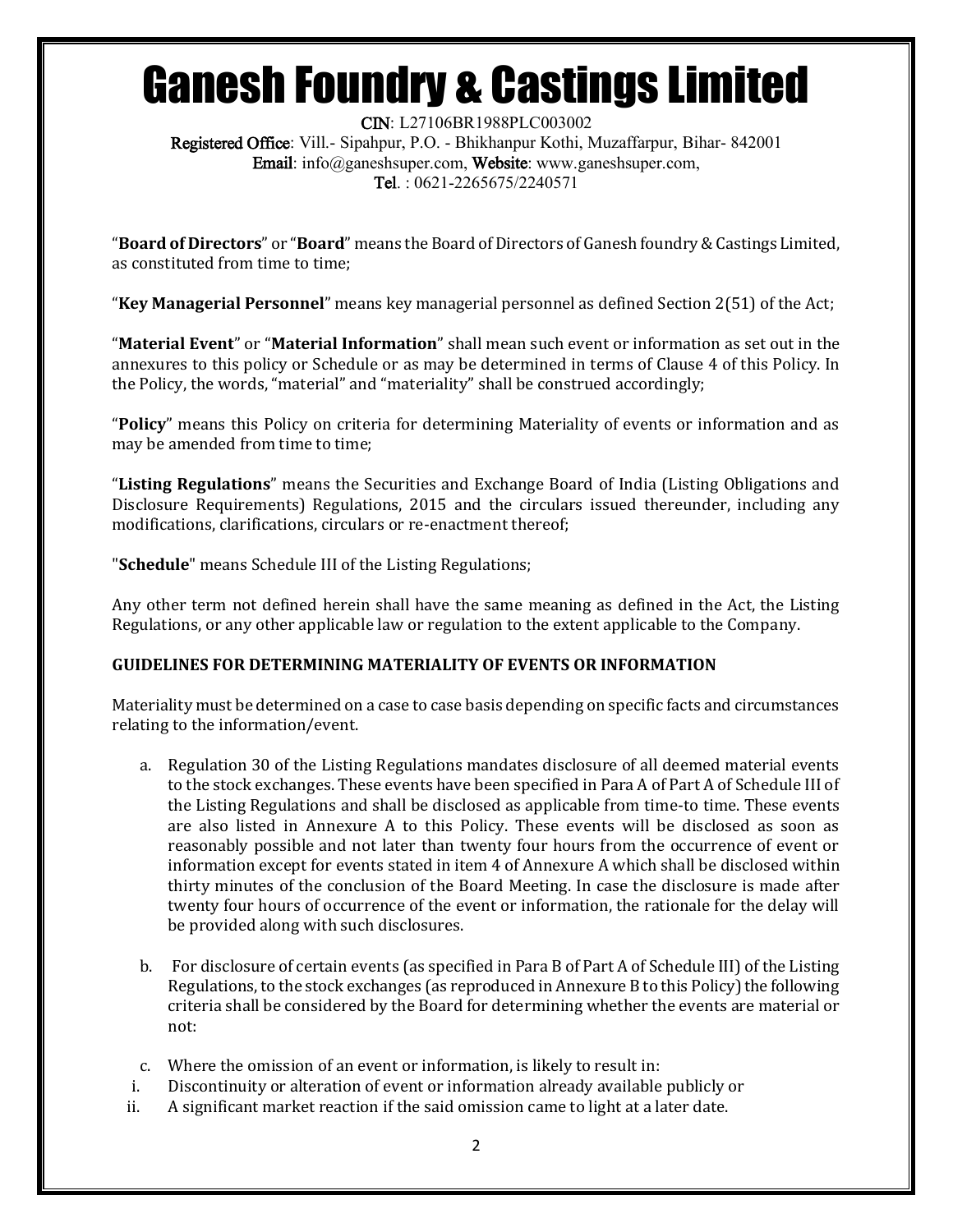"**Board of Directors**" or "**Board**" means the Board of Directors of Ganesh foundry & Castings Limited, as constituted from time to time;

"**Key Managerial Personnel**" means key managerial personnel as defined Section 2(51) of the Act;

"**Material Event**" or "**Material Information**" shall mean such event or information as set out in the annexures to this policy or Schedule or as may be determined in terms of Clause 4 of this Policy. In the Policy, the words, "material" and "materiality" shall be construed accordingly;

"**Policy**" means this Policy on criteria for determining Materiality of events or information and as may be amended from time to time;

"**Listing Regulations**" means the Securities and Exchange Board of India (Listing Obligations and Disclosure Requirements) Regulations, 2015 and the circulars issued thereunder, including any modifications, clarifications, circulars or re-enactment thereof;

"**Schedule**" means Schedule III of the Listing Regulations;

Any other term not defined herein shall have the same meaning as defined in the Act, the Listing Regulations, or any other applicable law or regulation to the extent applicable to the Company.

**GUIDELINES FOR DETERMINING MATERIALITY OF EVENTS OR INFORMATION**

Materiality must be determined on a case to case basis depending on specific facts and circumstances relating to the information/event.

a. Regulation 30 of the Listing Regulations mandates disclosure of all deemed material events to the stock exchanges. These events have been specified in Para A of Part A of Schedule III of the Listing Regulations and shall be disclosed as applicable from time-to time. These events are also listed in Annexure A to this Policy. These events will be disclosed as soon as reasonably possible and not later than twenty four hours from the occurrence of event or information except for events stated in item 4 of Annexure A which shall be disclosed within thirty minutes of the conclusion of the Board Meeting. In case the disclosure is made after twenty four hours of occurrence of the event or information, the rationale for the delay will be provided along with such disclosures.

b. For disclosure of certain events (as specified in Para B of Part A of Schedule III) of the Listing Regulations, to the stock exchanges (as reproduced in Annexure B to this Policy) the following criteria shall be considered by the Board for determining whether the events are material or not:

c. Where the omission of an event or information, is likely to result in:

i. Discontinuity or alteration of event or information already available publicly or
ii. A significant market reaction if the said omission came to light at a later date.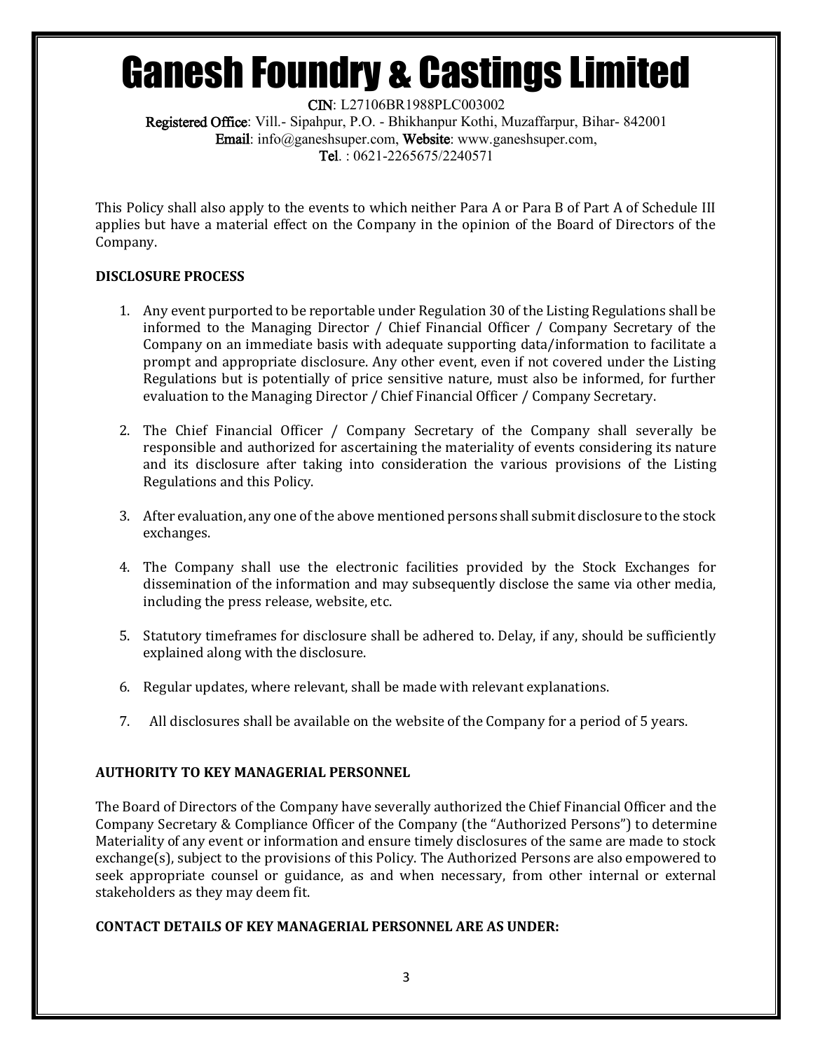This Policy shall also apply to the events to which neither Para A or Para B of Part A of Schedule III applies but have a material effect on the Company in the opinion of the Board of Directors of the Company.

**DISCLOSURE PROCESS**

1. Any event purported to be reportable under Regulation 30 of the Listing Regulations shall be informed to the Managing Director / Chief Financial Officer / Company Secretary of the Company on an immediate basis with adequate supporting data/information to facilitate a prompt and appropriate disclosure. Any other event, even if not covered under the Listing Regulations but is potentially of price sensitive nature, must also be informed, for further evaluation to the Managing Director / Chief Financial Officer / Company Secretary.

2. The Chief Financial Officer / Company Secretary of the Company shall severally be responsible and authorized for ascertaining the materiality of events considering its nature and its disclosure after taking into consideration the various provisions of the Listing Regulations and this Policy.

3. After evaluation, any one of the above mentioned persons shall submit disclosure to the stock exchanges.

4. The Company shall use the electronic facilities provided by the Stock Exchanges for dissemination of the information and may subsequently disclose the same via other media, including the press release, website, etc.

5. Statutory timeframes for disclosure shall be adhered to. Delay, if any, should be sufficiently explained along with the disclosure.

6. Regular updates, where relevant, shall be made with relevant explanations.

7. All disclosures shall be available on the website of the Company for a period of 5 years.

**AUTHORITY TO KEY MANAGERIAL PERSONNEL**

The Board of Directors of the Company have severally authorized the Chief Financial Officer and the Company Secretary & Compliance Officer of the Company (the "Authorized Persons") to determine Materiality of any event or information and ensure timely disclosures of the same are made to stock exchange(s), subject to the provisions of this Policy. The Authorized Persons are also empowered to seek appropriate counsel or guidance, as and when necessary, from other internal or external stakeholders as they may deem fit.

**CONTACT DETAILS OF KEY MANAGERIAL PERSONNEL ARE AS UNDER:**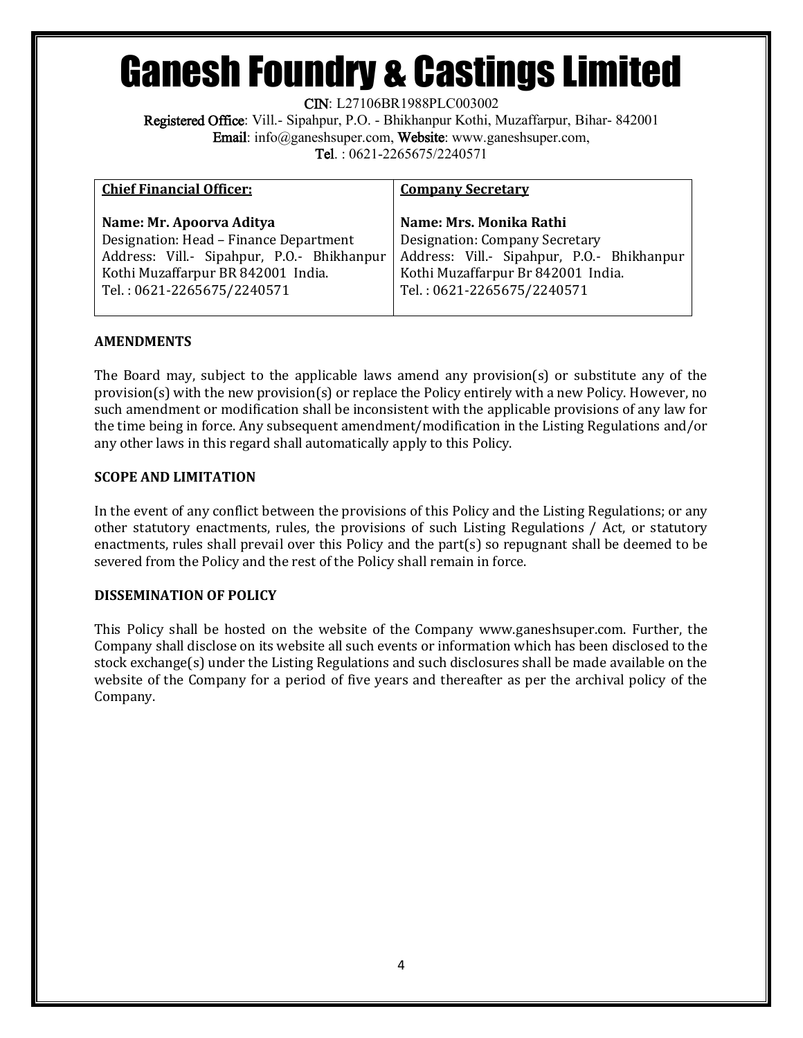# Ganesh Foundry & Castings Limited

**CIN**: L27106BR1988PLC003002
**Registered Office**: Vill.- Sipahpur, P.O. - Bhikhanpur Kothi, Muzaffarpur, Bihar- 842001
**Email**: info@ganeshsuper.com, **Website**: www.ganeshsuper.com,
**Tel**. : 0621-2265675/2240571

| **Chief Financial Officer:** | **Company Secretary** |
|---|---|
| **Name: Mr. Apoorva Aditya**<br>Designation: Head – Finance Department<br>Address: Vill.- Sipahpur, P.O.- Bhikhanpur Kothi Muzaffarpur BR 842001 India.<br>Tel. : 0621-2265675/2240571 | **Name: Mrs. Monika Rathi**<br>Designation: Company Secretary<br>Address: Vill.- Sipahpur, P.O.- Bhikhanpur Kothi Muzaffarpur Br 842001 India.<br>Tel. : 0621-2265675/2240571 |

**AMENDMENTS**

The Board may, subject to the applicable laws amend any provision(s) or substitute any of the provision(s) with the new provision(s) or replace the Policy entirely with a new Policy. However, no such amendment or modification shall be inconsistent with the applicable provisions of any law for the time being in force. Any subsequent amendment/modification in the Listing Regulations and/or any other laws in this regard shall automatically apply to this Policy.

**SCOPE AND LIMITATION**

In the event of any conflict between the provisions of this Policy and the Listing Regulations; or any other statutory enactments, rules, the provisions of such Listing Regulations / Act, or statutory enactments, rules shall prevail over this Policy and the part(s) so repugnant shall be deemed to be severed from the Policy and the rest of the Policy shall remain in force.

**DISSEMINATION OF POLICY**

This Policy shall be hosted on the website of the Company www.ganeshsuper.com. Further, the Company shall disclose on its website all such events or information which has been disclosed to the stock exchange(s) under the Listing Regulations and such disclosures shall be made available on the website of the Company for a period of five years and thereafter as per the archival policy of the Company.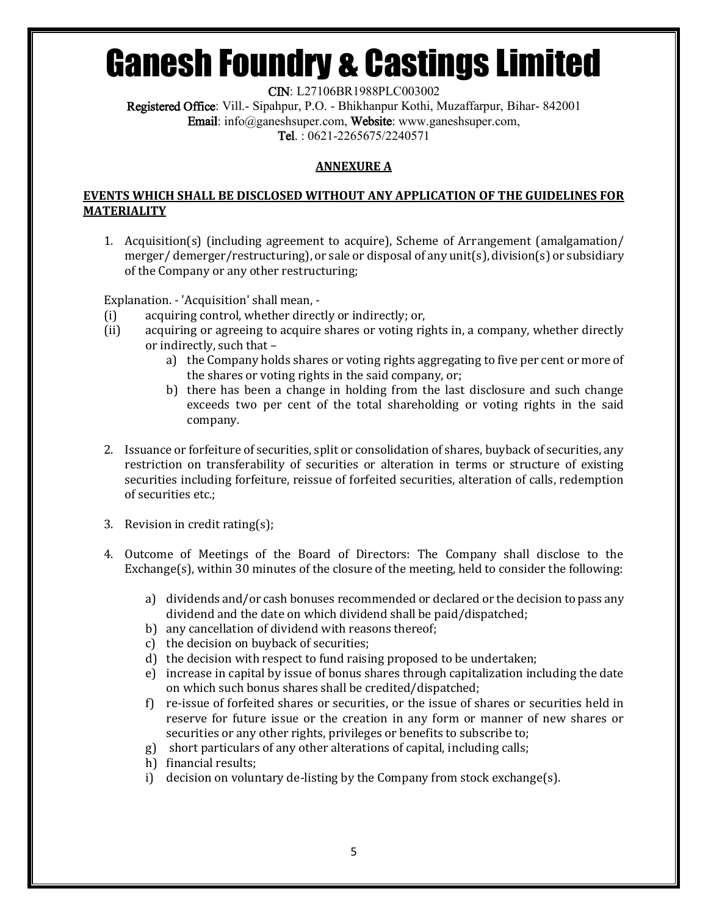# Ganesh Foundry & Castings Limited

**CIN**: L27106BR1988PLC003002
**Registered Office**: Vill.- Sipahpur, P.O. - Bhikhanpur Kothi, Muzaffarpur, Bihar- 842001
**Email**: info@ganeshsuper.com, **Website**: www.ganeshsuper.com,
**Tel**. : 0621-2265675/2240571

## ANNEXURE A

### EVENTS WHICH SHALL BE DISCLOSED WITHOUT ANY APPLICATION OF THE GUIDELINES FOR MATERIALITY

1. Acquisition(s) (including agreement to acquire), Scheme of Arrangement (amalgamation/ merger/ demerger/restructuring), or sale or disposal of any unit(s), division(s) or subsidiary of the Company or any other restructuring;

   Explanation. - 'Acquisition' shall mean, -
   
   (i) acquiring control, whether directly or indirectly; or,
   
   (ii) acquiring or agreeing to acquire shares or voting rights in, a company, whether directly or indirectly, such that –
   
      a) the Company holds shares or voting rights aggregating to five per cent or more of the shares or voting rights in the said company, or;
      
      b) there has been a change in holding from the last disclosure and such change exceeds two per cent of the total shareholding or voting rights in the said company.

2. Issuance or forfeiture of securities, split or consolidation of shares, buyback of securities, any restriction on transferability of securities or alteration in terms or structure of existing securities including forfeiture, reissue of forfeited securities, alteration of calls, redemption of securities etc.;

3. Revision in credit rating(s);

4. Outcome of Meetings of the Board of Directors: The Company shall disclose to the Exchange(s), within 30 minutes of the closure of the meeting, held to consider the following:

   a) dividends and/or cash bonuses recommended or declared or the decision to pass any dividend and the date on which dividend shall be paid/dispatched;
   b) any cancellation of dividend with reasons thereof;
   c) the decision on buyback of securities;
   d) the decision with respect to fund raising proposed to be undertaken;
   e) increase in capital by issue of bonus shares through capitalization including the date on which such bonus shares shall be credited/dispatched;
   f) re-issue of forfeited shares or securities, or the issue of shares or securities held in reserve for future issue or the creation in any form or manner of new shares or securities or any other rights, privileges or benefits to subscribe to;
   g) short particulars of any other alterations of capital, including calls;
   h) financial results;
   i) decision on voluntary de-listing by the Company from stock exchange(s).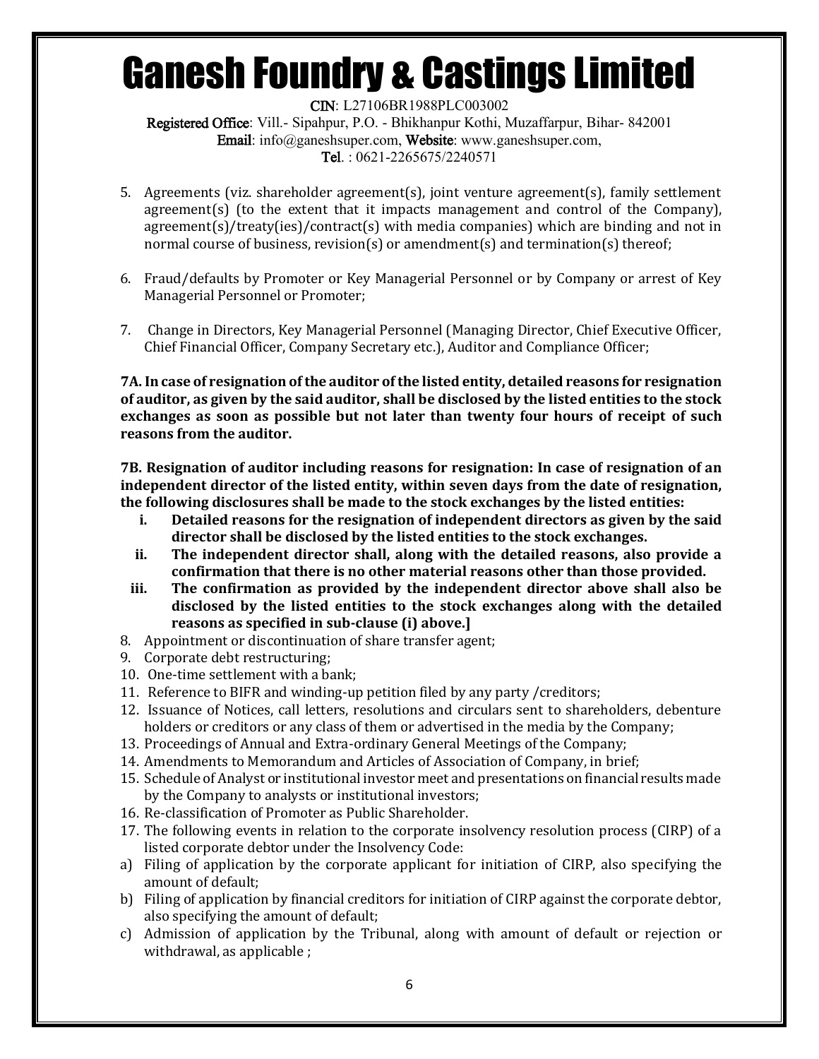5. Agreements (viz. shareholder agreement(s), joint venture agreement(s), family settlement agreement(s) (to the extent that it impacts management and control of the Company), agreement(s)/treaty(ies)/contract(s) with media companies) which are binding and not in normal course of business, revision(s) or amendment(s) and termination(s) thereof;

6. Fraud/defaults by Promoter or Key Managerial Personnel or by Company or arrest of Key Managerial Personnel or Promoter;

7. Change in Directors, Key Managerial Personnel (Managing Director, Chief Executive Officer, Chief Financial Officer, Company Secretary etc.), Auditor and Compliance Officer;

**7A. In case of resignation of the auditor of the listed entity, detailed reasons for resignation of auditor, as given by the said auditor, shall be disclosed by the listed entities to the stock exchanges as soon as possible but not later than twenty four hours of receipt of such reasons from the auditor.**

**7B. Resignation of auditor including reasons for resignation: In case of resignation of an independent director of the listed entity, within seven days from the date of resignation, the following disclosures shall be made to the stock exchanges by the listed entities:**

- **i. Detailed reasons for the resignation of independent directors as given by the said director shall be disclosed by the listed entities to the stock exchanges.**
- **ii. The independent director shall, along with the detailed reasons, also provide a confirmation that there is no other material reasons other than those provided.**
- **iii. The confirmation as provided by the independent director above shall also be disclosed by the listed entities to the stock exchanges along with the detailed reasons as specified in sub-clause (i) above.]**

8. Appointment or discontinuation of share transfer agent;
9. Corporate debt restructuring;
10. One-time settlement with a bank;
11. Reference to BIFR and winding-up petition filed by any party /creditors;
12. Issuance of Notices, call letters, resolutions and circulars sent to shareholders, debenture holders or creditors or any class of them or advertised in the media by the Company;
13. Proceedings of Annual and Extra-ordinary General Meetings of the Company;
14. Amendments to Memorandum and Articles of Association of Company, in brief;
15. Schedule of Analyst or institutional investor meet and presentations on financial results made by the Company to analysts or institutional investors;
16. Re-classification of Promoter as Public Shareholder.
17. The following events in relation to the corporate insolvency resolution process (CIRP) of a listed corporate debtor under the Insolvency Code:

a) Filing of application by the corporate applicant for initiation of CIRP, also specifying the amount of default;

b) Filing of application by financial creditors for initiation of CIRP against the corporate debtor, also specifying the amount of default;

c) Admission of application by the Tribunal, along with amount of default or rejection or withdrawal, as applicable ;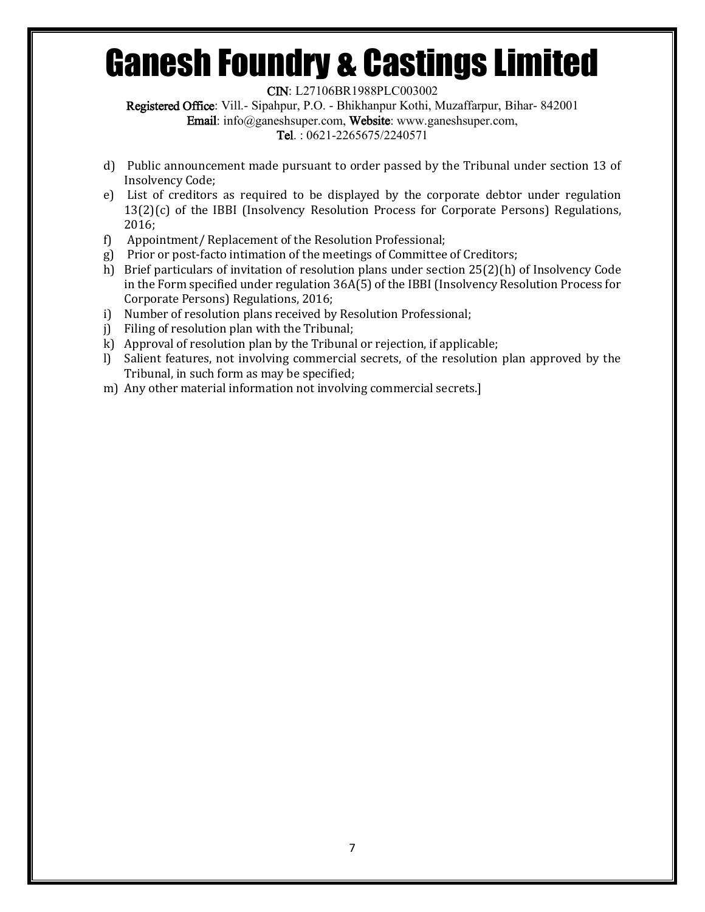# Ganesh Foundry & Castings Limited

**CIN**: L27106BR1988PLC003002

**Registered Office**: Vill.- Sipahpur, P.O. - Bhikhanpur Kothi, Muzaffarpur, Bihar- 842001

**Email**: info@ganeshsuper.com, **Website**: www.ganeshsuper.com,

**Tel**. : 0621-2265675/2240571

d) Public announcement made pursuant to order passed by the Tribunal under section 13 of Insolvency Code;

e) List of creditors as required to be displayed by the corporate debtor under regulation 13(2)(c) of the IBBI (Insolvency Resolution Process for Corporate Persons) Regulations, 2016;

f) Appointment/ Replacement of the Resolution Professional;

g) Prior or post-facto intimation of the meetings of Committee of Creditors;

h) Brief particulars of invitation of resolution plans under section 25(2)(h) of Insolvency Code in the Form specified under regulation 36A(5) of the IBBI (Insolvency Resolution Process for Corporate Persons) Regulations, 2016;

i) Number of resolution plans received by Resolution Professional;

j) Filing of resolution plan with the Tribunal;

k) Approval of resolution plan by the Tribunal or rejection, if applicable;

l) Salient features, not involving commercial secrets, of the resolution plan approved by the Tribunal, in such form as may be specified;

m) Any other material information not involving commercial secrets.]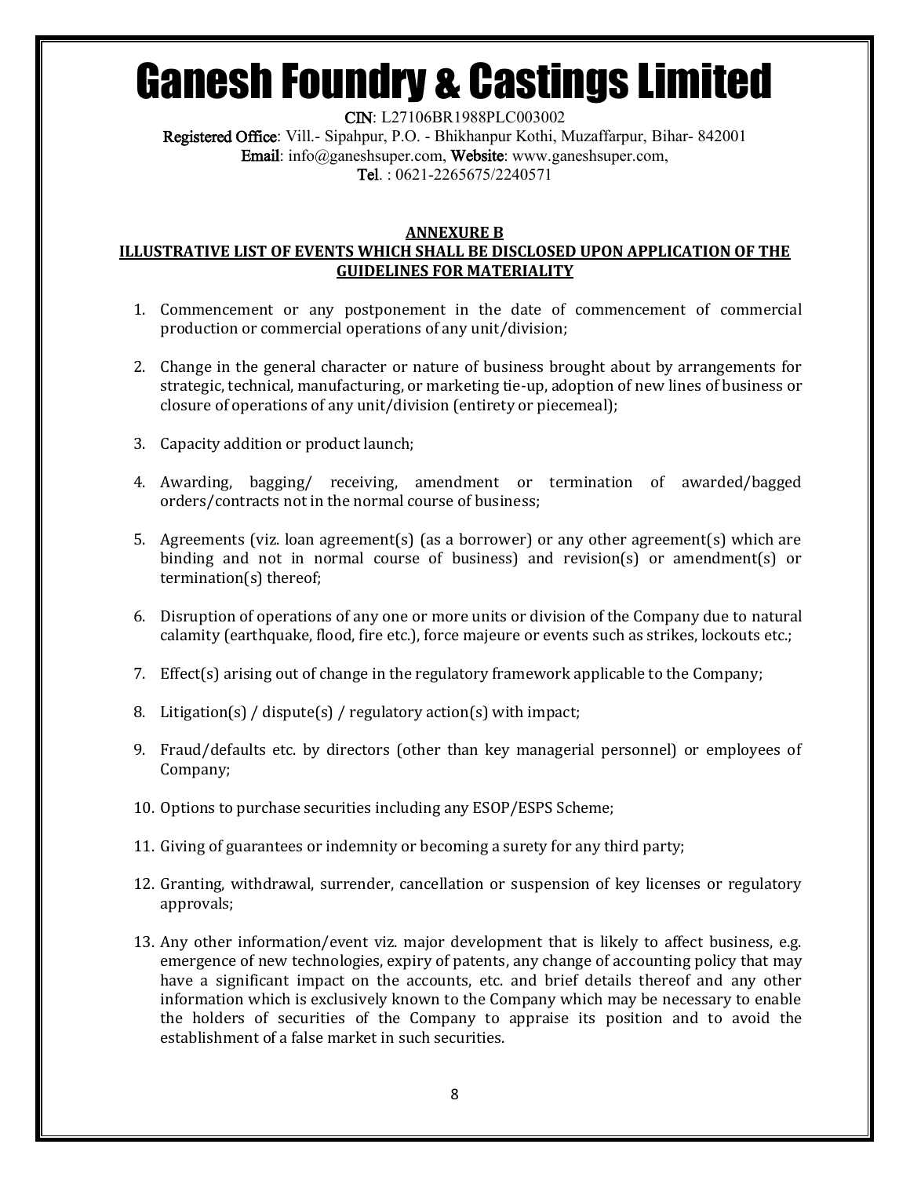# Ganesh Foundry & Castings Limited

**CIN**: L27106BR1988PLC003002
**Registered Office**: Vill.- Sipahpur, P.O. - Bhikhanpur Kothi, Muzaffarpur, Bihar- 842001
**Email**: info@ganeshsuper.com, **Website**: www.ganeshsuper.com,
**Tel**. : 0621-2265675/2240571

## ANNEXURE B

## ILLUSTRATIVE LIST OF EVENTS WHICH SHALL BE DISCLOSED UPON APPLICATION OF THE GUIDELINES FOR MATERIALITY

1. Commencement or any postponement in the date of commencement of commercial production or commercial operations of any unit/division;
2. Change in the general character or nature of business brought about by arrangements for strategic, technical, manufacturing, or marketing tie-up, adoption of new lines of business or closure of operations of any unit/division (entirety or piecemeal);
3. Capacity addition or product launch;
4. Awarding, bagging/ receiving, amendment or termination of awarded/bagged orders/contracts not in the normal course of business;
5. Agreements (viz. loan agreement(s) (as a borrower) or any other agreement(s) which are binding and not in normal course of business) and revision(s) or amendment(s) or termination(s) thereof;
6. Disruption of operations of any one or more units or division of the Company due to natural calamity (earthquake, flood, fire etc.), force majeure or events such as strikes, lockouts etc.;
7. Effect(s) arising out of change in the regulatory framework applicable to the Company;
8. Litigation(s) / dispute(s) / regulatory action(s) with impact;
9. Fraud/defaults etc. by directors (other than key managerial personnel) or employees of Company;
10. Options to purchase securities including any ESOP/ESPS Scheme;
11. Giving of guarantees or indemnity or becoming a surety for any third party;
12. Granting, withdrawal, surrender, cancellation or suspension of key licenses or regulatory approvals;
13. Any other information/event viz. major development that is likely to affect business, e.g. emergence of new technologies, expiry of patents, any change of accounting policy that may have a significant impact on the accounts, etc. and brief details thereof and any other information which is exclusively known to the Company which may be necessary to enable the holders of securities of the Company to appraise its position and to avoid the establishment of a false market in such securities.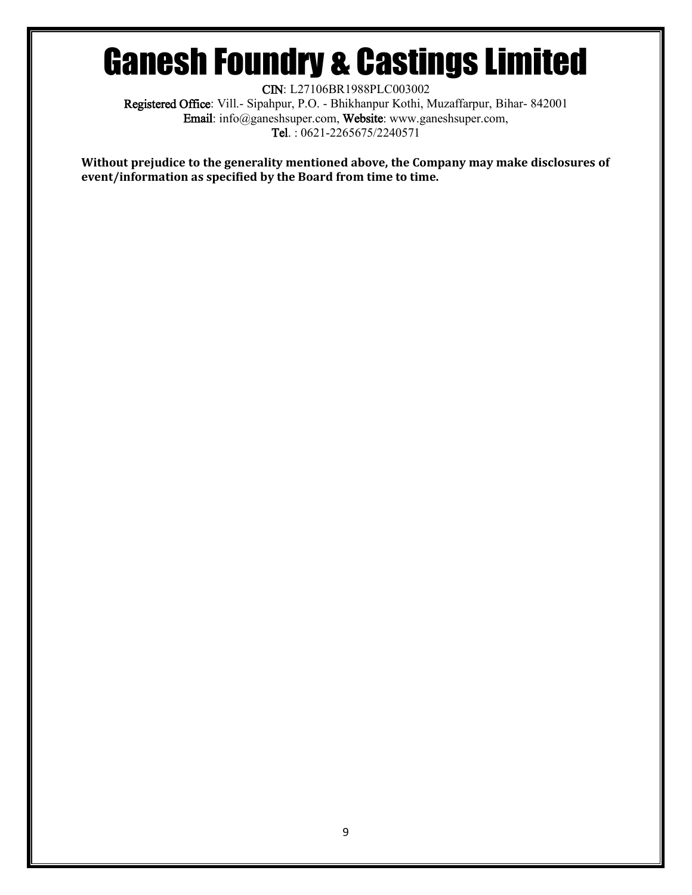Ganesh Foundry & Castings Limited

CIN: L27106BR1988PLC003002
Registered Office: Vill.- Sipahpur, P.O. - Bhikhanpur Kothi, Muzaffarpur, Bihar- 842001
Email: info@ganeshsuper.com, Website: www.ganeshsuper.com,
Tel. : 0621-2265675/2240571

**Without prejudice to the generality mentioned above, the Company may make disclosures of event/information as specified by the Board from time to time.**